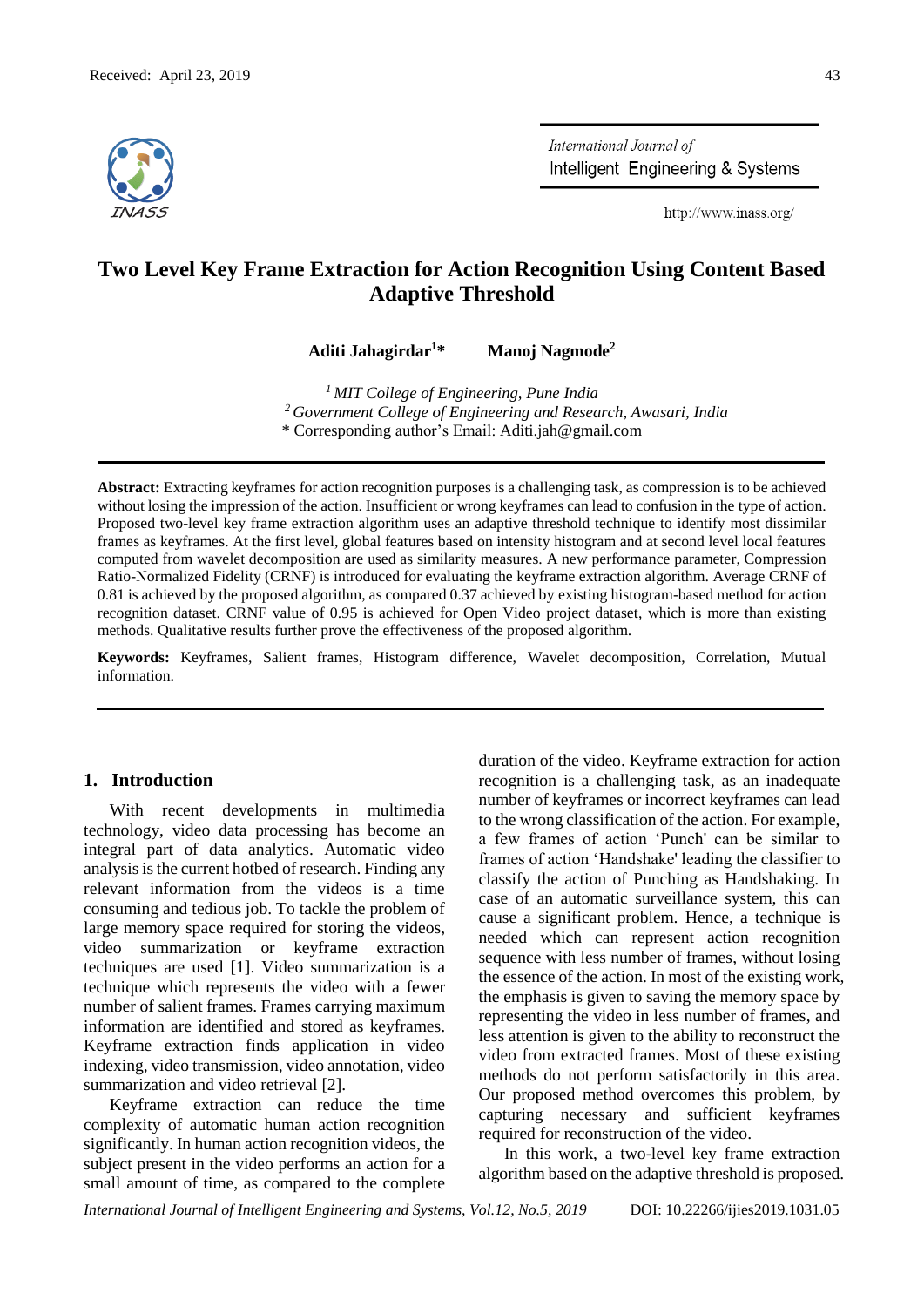Received: April 23, 2019

# Two Level Key Frame Extraction for Action Recognition Using Content Based Adaptive Threshold

**Aditi Jahagirdar[1]\*** **Manoj Nagmode[2]**

[1] *MIT College of Engineering, Pune India*
[2] *Government College of Engineering and Research, Awasari, India*
\* Corresponding author's Email: Aditi.jah@gmail.com

**Abstract:** Extracting keyframes for action recognition purposes is a challenging task, as compression is to be achieved without losing the impression of the action. Insufficient or wrong keyframes can lead to confusion in the type of action. Proposed two-level key frame extraction algorithm uses an adaptive threshold technique to identify most dissimilar frames as keyframes. At the first level, global features based on intensity histogram and at second level local features computed from wavelet decomposition are used as similarity measures. A new performance parameter, Compression Ratio-Normalized Fidelity (CRNF) is introduced for evaluating the keyframe extraction algorithm. Average CRNF of 0.81 is achieved by the proposed algorithm, as compared 0.37 achieved by existing histogram-based method for action recognition dataset. CRNF value of 0.95 is achieved for Open Video project dataset, which is more than existing methods. Qualitative results further prove the effectiveness of the proposed algorithm.

**Keywords:** Keyframes, Salient frames, Histogram difference, Wavelet decomposition, Correlation, Mutual information.

## 1. Introduction

With recent developments in multimedia technology, video data processing has become an integral part of data analytics. Automatic video analysis is the current hotbed of research. Finding any relevant information from the videos is a time consuming and tedious job. To tackle the problem of large memory space required for storing the videos, video summarization or keyframe extraction techniques are used [1]. Video summarization is a technique which represents the video with a fewer number of salient frames. Frames carrying maximum information are identified and stored as keyframes. Keyframe extraction finds application in video indexing, video transmission, video annotation, video summarization and video retrieval [2].

Keyframe extraction can reduce the time complexity of automatic human action recognition significantly. In human action recognition videos, the subject present in the video performs an action for a small amount of time, as compared to the complete duration of the video. Keyframe extraction for action recognition is a challenging task, as an inadequate number of keyframes or incorrect keyframes can lead to the wrong classification of the action. For example, a few frames of action 'Punch' can be similar to frames of action 'Handshake' leading the classifier to classify the action of Punching as Handshaking. In case of an automatic surveillance system, this can cause a significant problem. Hence, a technique is needed which can represent action recognition sequence with less number of frames, without losing the essence of the action. In most of the existing work, the emphasis is given to saving the memory space by representing the video in less number of frames, and less attention is given to the ability to reconstruct the video from extracted frames. Most of these existing methods do not perform satisfactorily in this area. Our proposed method overcomes this problem, by capturing necessary and sufficient keyframes required for reconstruction of the video.

In this work, a two-level key frame extraction algorithm based on the adaptive threshold is proposed.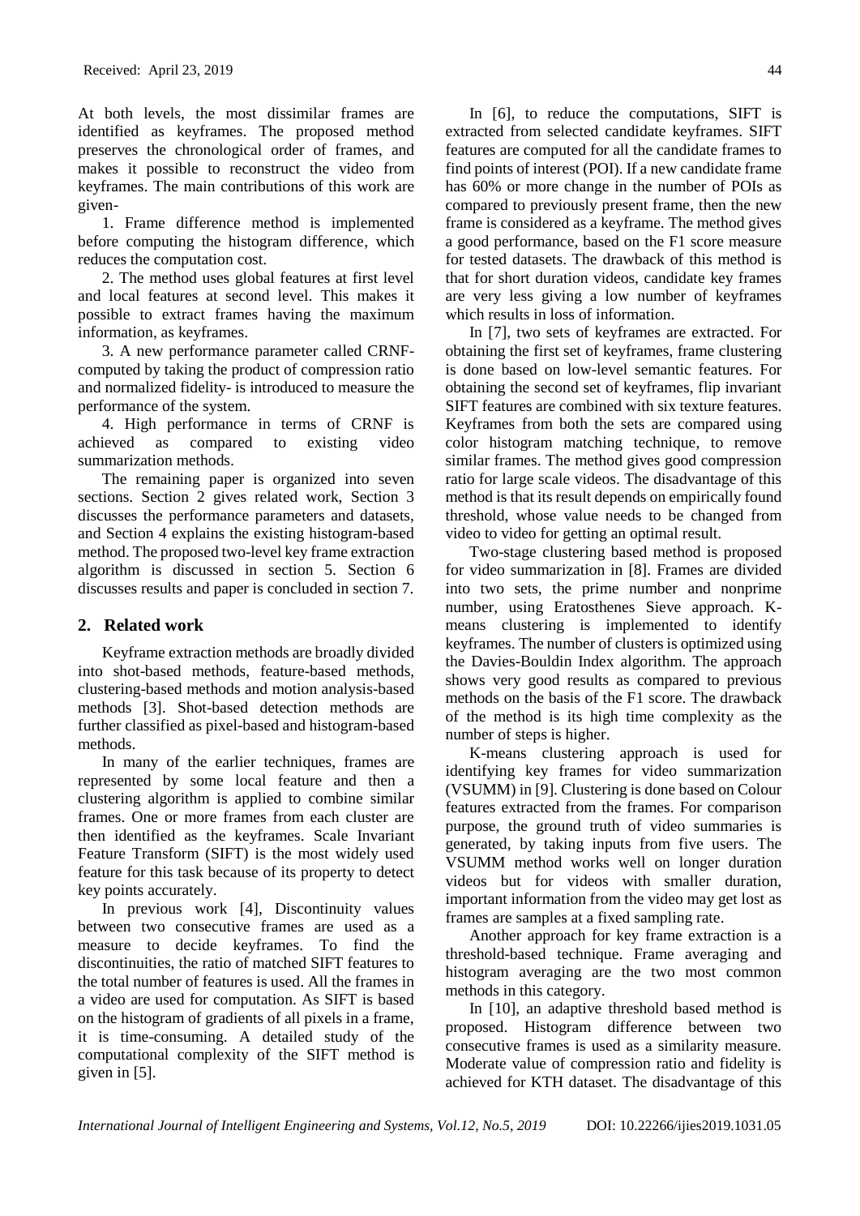At both levels, the most dissimilar frames are identified as keyframes. The proposed method preserves the chronological order of frames, and makes it possible to reconstruct the video from keyframes. The main contributions of this work are given-

1. Frame difference method is implemented before computing the histogram difference, which reduces the computation cost.

2. The method uses global features at first level and local features at second level. This makes it possible to extract frames having the maximum information, as keyframes.

3. A new performance parameter called CRNF-computed by taking the product of compression ratio and normalized fidelity- is introduced to measure the performance of the system.

4. High performance in terms of CRNF is achieved as compared to existing video summarization methods.

The remaining paper is organized into seven sections. Section 2 gives related work, Section 3 discusses the performance parameters and datasets, and Section 4 explains the existing histogram-based method. The proposed two-level key frame extraction algorithm is discussed in section 5. Section 6 discusses results and paper is concluded in section 7.

## 2. Related work

Keyframe extraction methods are broadly divided into shot-based methods, feature-based methods, clustering-based methods and motion analysis-based methods [3]. Shot-based detection methods are further classified as pixel-based and histogram-based methods.

In many of the earlier techniques, frames are represented by some local feature and then a clustering algorithm is applied to combine similar frames. One or more frames from each cluster are then identified as the keyframes. Scale Invariant Feature Transform (SIFT) is the most widely used feature for this task because of its property to detect key points accurately.

In previous work [4], Discontinuity values between two consecutive frames are used as a measure to decide keyframes. To find the discontinuities, the ratio of matched SIFT features to the total number of features is used. All the frames in a video are used for computation. As SIFT is based on the histogram of gradients of all pixels in a frame, it is time-consuming. A detailed study of the computational complexity of the SIFT method is given in [5].

In [6], to reduce the computations, SIFT is extracted from selected candidate keyframes. SIFT features are computed for all the candidate frames to find points of interest (POI). If a new candidate frame has 60% or more change in the number of POIs as compared to previously present frame, then the new frame is considered as a keyframe. The method gives a good performance, based on the F1 score measure for tested datasets. The drawback of this method is that for short duration videos, candidate key frames are very less giving a low number of keyframes which results in loss of information.

In [7], two sets of keyframes are extracted. For obtaining the first set of keyframes, frame clustering is done based on low-level semantic features. For obtaining the second set of keyframes, flip invariant SIFT features are combined with six texture features. Keyframes from both the sets are compared using color histogram matching technique, to remove similar frames. The method gives good compression ratio for large scale videos. The disadvantage of this method is that its result depends on empirically found threshold, whose value needs to be changed from video to video for getting an optimal result.

Two-stage clustering based method is proposed for video summarization in [8]. Frames are divided into two sets, the prime number and nonprime number, using Eratosthenes Sieve approach. K-means clustering is implemented to identify keyframes. The number of clusters is optimized using the Davies-Bouldin Index algorithm. The approach shows very good results as compared to previous methods on the basis of the F1 score. The drawback of the method is its high time complexity as the number of steps is higher.

K-means clustering approach is used for identifying key frames for video summarization (VSUMM) in [9]. Clustering is done based on Colour features extracted from the frames. For comparison purpose, the ground truth of video summaries is generated, by taking inputs from five users. The VSUMM method works well on longer duration videos but for videos with smaller duration, important information from the video may get lost as frames are samples at a fixed sampling rate.

Another approach for key frame extraction is a threshold-based technique. Frame averaging and histogram averaging are the two most common methods in this category.

In [10], an adaptive threshold based method is proposed. Histogram difference between two consecutive frames is used as a similarity measure. Moderate value of compression ratio and fidelity is achieved for KTH dataset. The disadvantage of this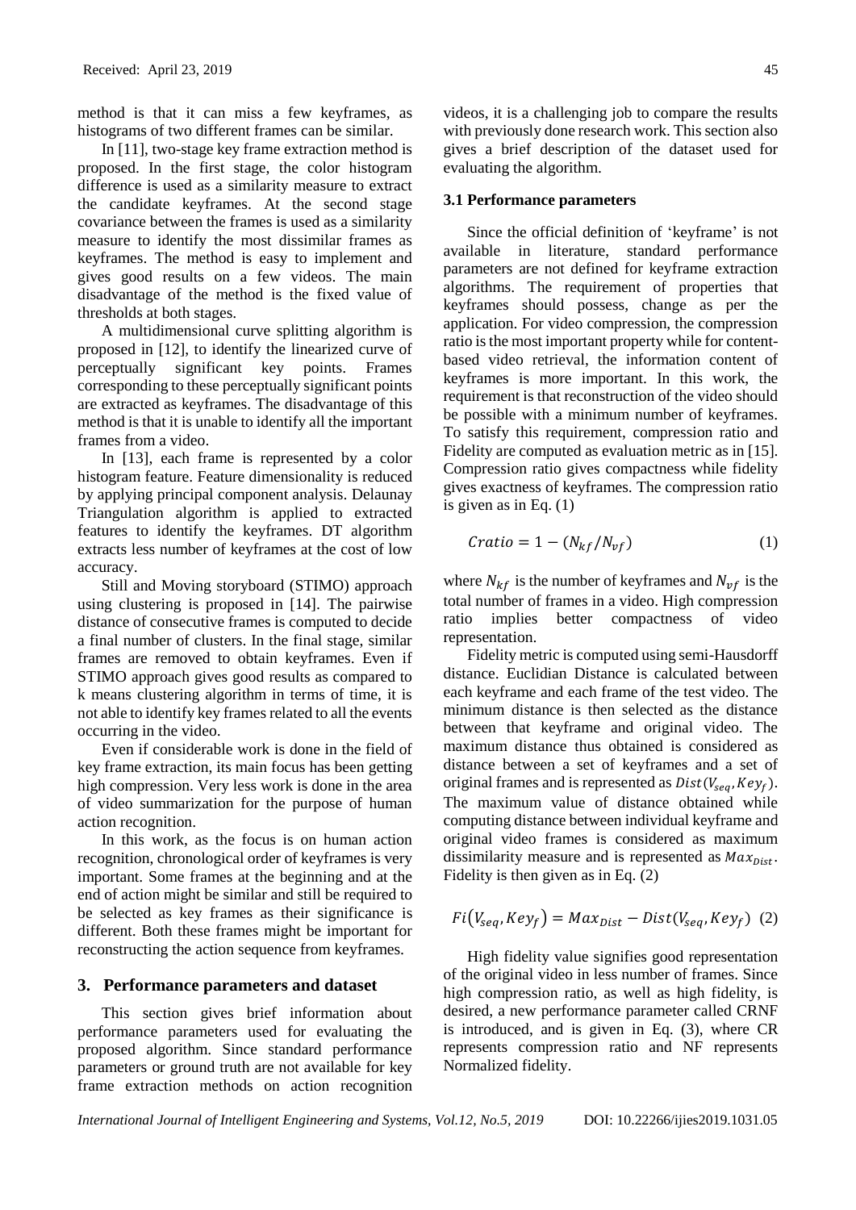method is that it can miss a few keyframes, as histograms of two different frames can be similar.

In [11], two-stage key frame extraction method is proposed. In the first stage, the color histogram difference is used as a similarity measure to extract the candidate keyframes. At the second stage covariance between the frames is used as a similarity measure to identify the most dissimilar frames as keyframes. The method is easy to implement and gives good results on a few videos. The main disadvantage of the method is the fixed value of thresholds at both stages.

A multidimensional curve splitting algorithm is proposed in [12], to identify the linearized curve of perceptually significant key points. Frames corresponding to these perceptually significant points are extracted as keyframes. The disadvantage of this method is that it is unable to identify all the important frames from a video.

In [13], each frame is represented by a color histogram feature. Feature dimensionality is reduced by applying principal component analysis. Delaunay Triangulation algorithm is applied to extracted features to identify the keyframes. DT algorithm extracts less number of keyframes at the cost of low accuracy.

Still and Moving storyboard (STIMO) approach using clustering is proposed in [14]. The pairwise distance of consecutive frames is computed to decide a final number of clusters. In the final stage, similar frames are removed to obtain keyframes. Even if STIMO approach gives good results as compared to k means clustering algorithm in terms of time, it is not able to identify key frames related to all the events occurring in the video.

Even if considerable work is done in the field of key frame extraction, its main focus has been getting high compression. Very less work is done in the area of video summarization for the purpose of human action recognition.

In this work, as the focus is on human action recognition, chronological order of keyframes is very important. Some frames at the beginning and at the end of action might be similar and still be required to be selected as key frames as their significance is different. Both these frames might be important for reconstructing the action sequence from keyframes.

## 3. Performance parameters and dataset

This section gives brief information about performance parameters used for evaluating the proposed algorithm. Since standard performance parameters or ground truth are not available for key frame extraction methods on action recognition videos, it is a challenging job to compare the results with previously done research work. This section also gives a brief description of the dataset used for evaluating the algorithm.

### 3.1 Performance parameters

Since the official definition of 'keyframe' is not available in literature, standard performance parameters are not defined for keyframe extraction algorithms. The requirement of properties that keyframes should possess, change as per the application. For video compression, the compression ratio is the most important property while for content-based video retrieval, the information content of keyframes is more important. In this work, the requirement is that reconstruction of the video should be possible with a minimum number of keyframes. To satisfy this requirement, compression ratio and Fidelity are computed as evaluation metric as in [15]. Compression ratio gives compactness while fidelity gives exactness of keyframes. The compression ratio is given as in Eq. (1)

$$Cratio = 1 - (N_{kf}/N_{vf}) \tag{1}$$

where $N_{kf}$ is the number of keyframes and $N_{vf}$ is the total number of frames in a video. High compression ratio implies better compactness of video representation.

Fidelity metric is computed using semi-Hausdorff distance. Euclidian Distance is calculated between each keyframe and each frame of the test video. The minimum distance is then selected as the distance between that keyframe and original video. The maximum distance thus obtained is considered as distance between a set of keyframes and a set of original frames and is represented as $Dist(V_{seq}, Key_f)$. The maximum value of distance obtained while computing distance between individual keyframe and original video frames is considered as maximum dissimilarity measure and is represented as $Max_{Dist}$. Fidelity is then given as in Eq. (2)

$$Fi(V_{seq}, Key_f) = Max_{Dist} - Dist(V_{seq}, Key_f) \tag{2}$$

High fidelity value signifies good representation of the original video in less number of frames. Since high compression ratio, as well as high fidelity, is desired, a new performance parameter called CRNF is introduced, and is given in Eq. (3), where CR represents compression ratio and NF represents Normalized fidelity.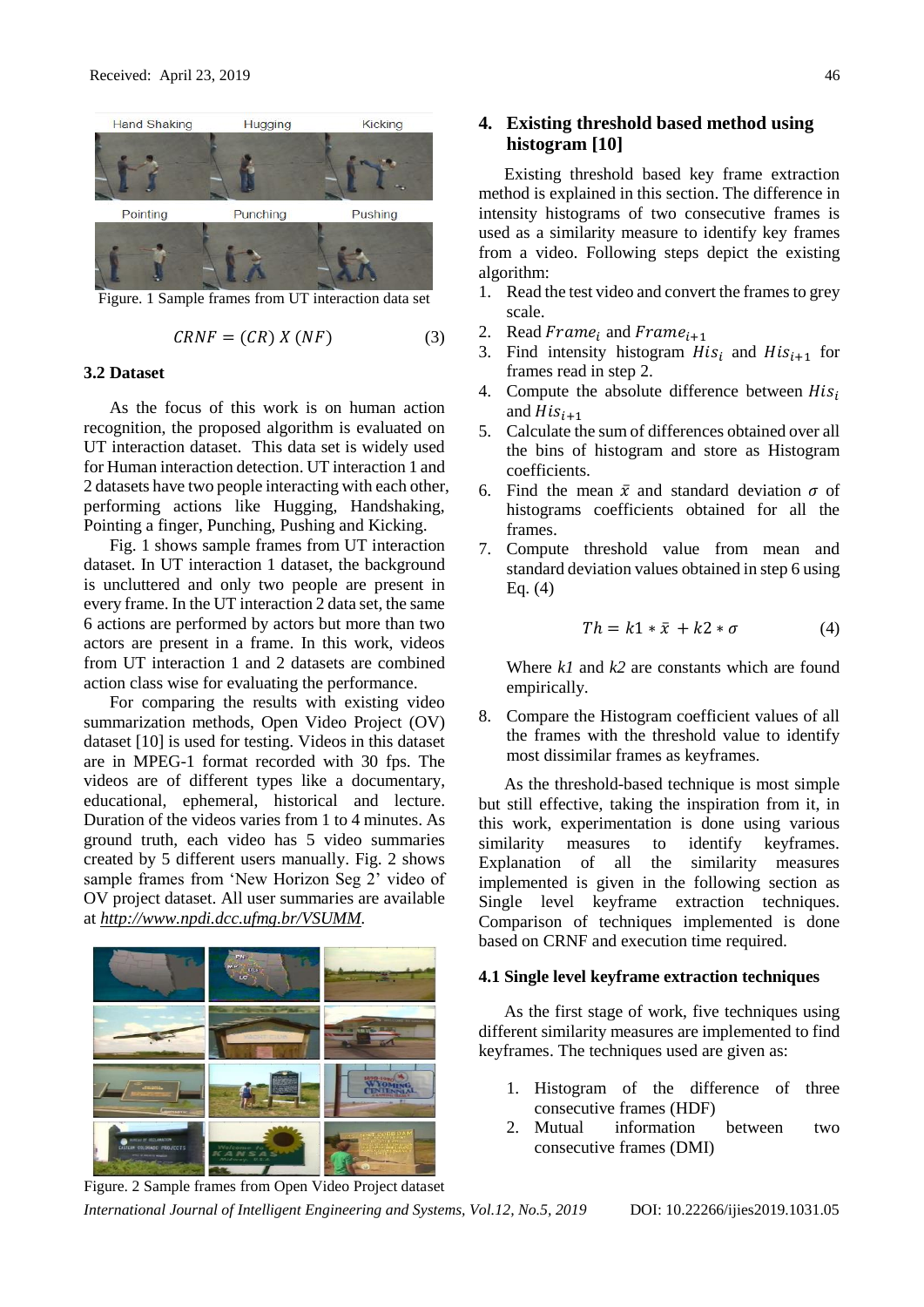Figure. 1 Sample frames from UT interaction data set

$$CRNF = (CR)\ X\ (NF) \tag{3}$$

### 3.2 Dataset

As the focus of this work is on human action recognition, the proposed algorithm is evaluated on UT interaction dataset. This data set is widely used for Human interaction detection. UT interaction 1 and 2 datasets have two people interacting with each other, performing actions like Hugging, Handshaking, Pointing a finger, Punching, Pushing and Kicking.

Fig. 1 shows sample frames from UT interaction dataset. In UT interaction 1 dataset, the background is uncluttered and only two people are present in every frame. In the UT interaction 2 data set, the same 6 actions are performed by actors but more than two actors are present in a frame. In this work, videos from UT interaction 1 and 2 datasets are combined action class wise for evaluating the performance.

For comparing the results with existing video summarization methods, Open Video Project (OV) dataset [10] is used for testing. Videos in this dataset are in MPEG-1 format recorded with 30 fps. The videos are of different types like a documentary, educational, ephemeral, historical and lecture. Duration of the videos varies from 1 to 4 minutes. As ground truth, each video has 5 video summaries created by 5 different users manually. Fig. 2 shows sample frames from 'New Horizon Seg 2' video of OV project dataset. All user summaries are available at *http://www.npdi.dcc.ufmg.br/VSUMM*.

Figure. 2 Sample frames from Open Video Project dataset

## 4. Existing threshold based method using histogram [10]

Existing threshold based key frame extraction method is explained in this section. The difference in intensity histograms of two consecutive frames is used as a similarity measure to identify key frames from a video. Following steps depict the existing algorithm:

1. Read the test video and convert the frames to grey scale.
2. Read $Frame_i$ and $Frame_{i+1}$
3. Find intensity histogram $His_i$ and $His_{i+1}$ for frames read in step 2.
4. Compute the absolute difference between $His_i$ and $His_{i+1}$
5. Calculate the sum of differences obtained over all the bins of histogram and store as Histogram coefficients.
6. Find the mean $\bar{x}$ and standard deviation $\sigma$ of histograms coefficients obtained for all the frames.
7. Compute threshold value from mean and standard deviation values obtained in step 6 using Eq. (4)

$$Th = k1 * \bar{x} + k2 * \sigma \tag{4}$$

   Where *k1* and *k2* are constants which are found empirically.

8. Compare the Histogram coefficient values of all the frames with the threshold value to identify most dissimilar frames as keyframes.

As the threshold-based technique is most simple but still effective, taking the inspiration from it, in this work, experimentation is done using various similarity measures to identify keyframes. Explanation of all the similarity measures implemented is given in the following section as Single level keyframe extraction techniques. Comparison of techniques implemented is done based on CRNF and execution time required.

### 4.1 Single level keyframe extraction techniques

As the first stage of work, five techniques using different similarity measures are implemented to find keyframes. The techniques used are given as:

1. Histogram of the difference of three consecutive frames (HDF)
2. Mutual information between two consecutive frames (DMI)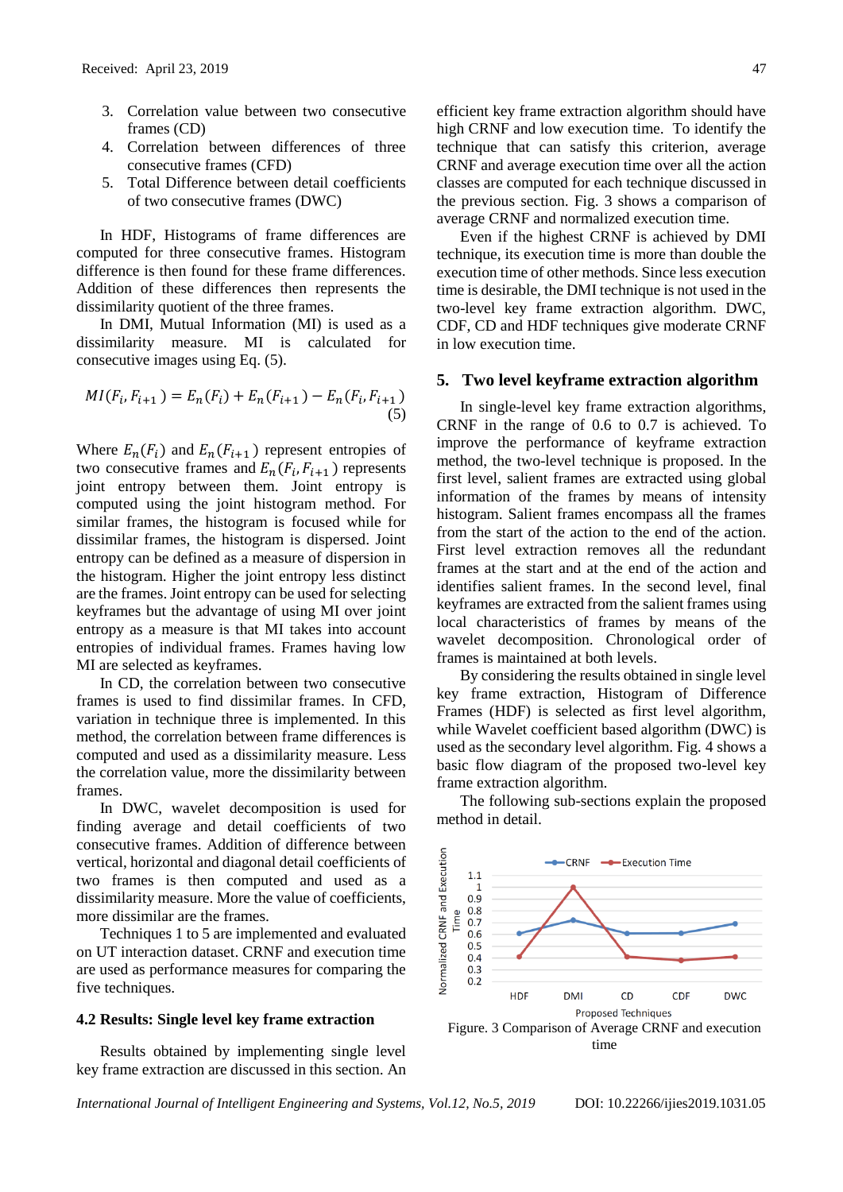3. Correlation value between two consecutive frames (CD)
4. Correlation between differences of three consecutive frames (CFD)
5. Total Difference between detail coefficients of two consecutive frames (DWC)

In HDF, Histograms of frame differences are computed for three consecutive frames. Histogram difference is then found for these frame differences. Addition of these differences then represents the dissimilarity quotient of the three frames.

In DMI, Mutual Information (MI) is used as a dissimilarity measure. MI is calculated for consecutive images using Eq. (5).

$$MI(F_i, F_{i+1}) = E_n(F_i) + E_n(F_{i+1}) - E_n(F_i, F_{i+1}) \quad (5)$$

Where $E_n(F_i)$ and $E_n(F_{i+1})$ represent entropies of two consecutive frames and $E_n(F_i, F_{i+1})$ represents joint entropy between them. Joint entropy is computed using the joint histogram method. For similar frames, the histogram is focused while for dissimilar frames, the histogram is dispersed. Joint entropy can be defined as a measure of dispersion in the histogram. Higher the joint entropy less distinct are the frames. Joint entropy can be used for selecting keyframes but the advantage of using MI over joint entropy as a measure is that MI takes into account entropies of individual frames. Frames having low MI are selected as keyframes.

In CD, the correlation between two consecutive frames is used to find dissimilar frames. In CFD, variation in technique three is implemented. In this method, the correlation between frame differences is computed and used as a dissimilarity measure. Less the correlation value, more the dissimilarity between frames.

In DWC, wavelet decomposition is used for finding average and detail coefficients of two consecutive frames. Addition of difference between vertical, horizontal and diagonal detail coefficients of two frames is then computed and used as a dissimilarity measure. More the value of coefficients, more dissimilar are the frames.

Techniques 1 to 5 are implemented and evaluated on UT interaction dataset. CRNF and execution time are used as performance measures for comparing the five techniques.

### 4.2 Results: Single level key frame extraction

Results obtained by implementing single level key frame extraction are discussed in this section. An efficient key frame extraction algorithm should have high CRNF and low execution time. To identify the technique that can satisfy this criterion, average CRNF and average execution time over all the action classes are computed for each technique discussed in the previous section. Fig. 3 shows a comparison of average CRNF and normalized execution time.

Even if the highest CRNF is achieved by DMI technique, its execution time is more than double the execution time of other methods. Since less execution time is desirable, the DMI technique is not used in the two-level key frame extraction algorithm. DWC, CDF, CD and HDF techniques give moderate CRNF in low execution time.

## 5. Two level keyframe extraction algorithm

In single-level key frame extraction algorithms, CRNF in the range of 0.6 to 0.7 is achieved. To improve the performance of keyframe extraction method, the two-level technique is proposed. In the first level, salient frames are extracted using global information of the frames by means of intensity histogram. Salient frames encompass all the frames from the start of the action to the end of the action. First level extraction removes all the redundant frames at the start and at the end of the action and identifies salient frames. In the second level, final keyframes are extracted from the salient frames using local characteristics of frames by means of the wavelet decomposition. Chronological order of frames is maintained at both levels.

By considering the results obtained in single level key frame extraction, Histogram of Difference Frames (HDF) is selected as first level algorithm, while Wavelet coefficient based algorithm (DWC) is used as the secondary level algorithm. Fig. 4 shows a basic flow diagram of the proposed two-level key frame extraction algorithm.

The following sub-sections explain the proposed method in detail.

Figure. 3 Comparison of Average CRNF and execution time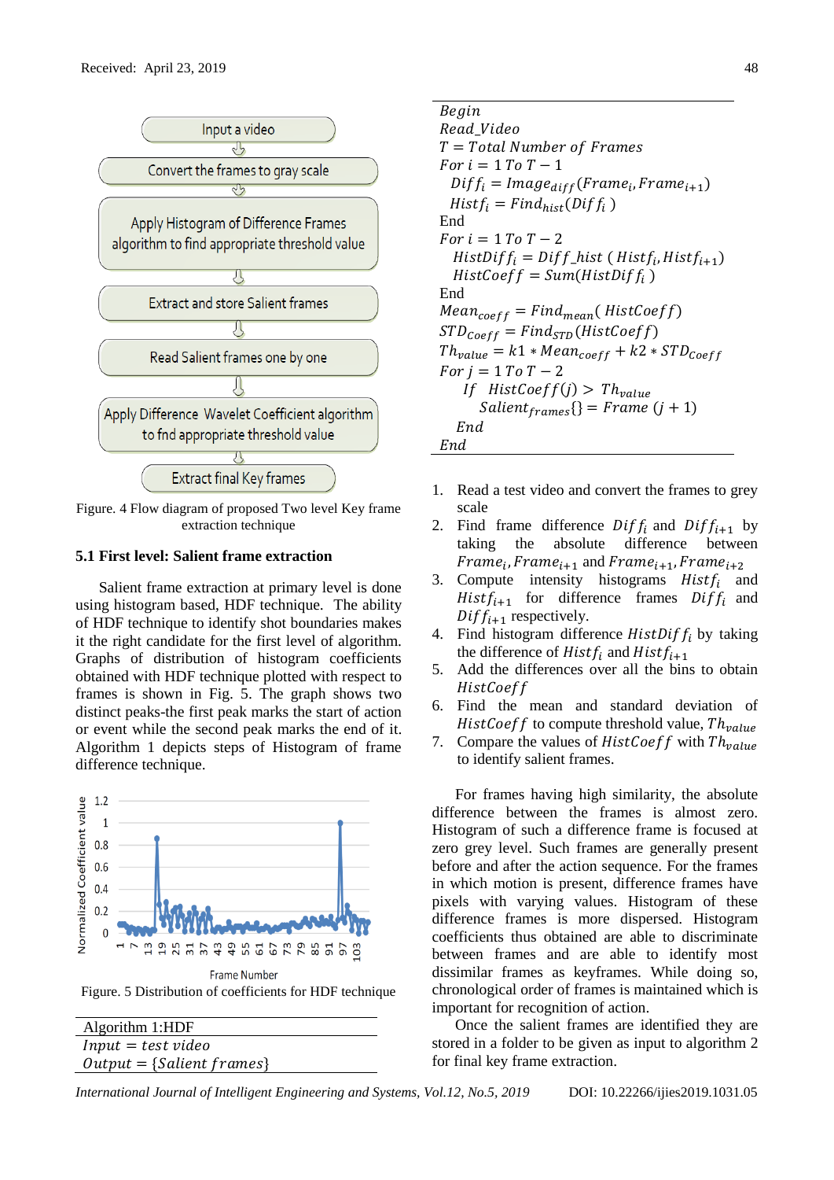Figure. 4 Flow diagram of proposed Two level Key frame extraction technique

### 5.1 First level: Salient frame extraction

Salient frame extraction at primary level is done using histogram based, HDF technique. The ability of HDF technique to identify shot boundaries makes it the right candidate for the first level of algorithm. Graphs of distribution of histogram coefficients obtained with HDF technique plotted with respect to frames is shown in Fig. 5. The graph shows two distinct peaks-the first peak marks the start of action or event while the second peak marks the end of it. Algorithm 1 depicts steps of Histogram of frame difference technique.

Figure. 5 Distribution of coefficients for HDF technique

Algorithm 1:HDF

$Input = test\ video$

$Output = \{Salient\ frames\}$

```
Begin
Read_Video
T = Total Number of Frames
For i = 1 To T − 1
  Diff_i = Image_diff(Frame_i, Frame_{i+1})
  Hist_i = Find_hist(Diff_i)
End
For i = 1 To T − 2
  HistDiff_i = Diff_hist(Hist_i, Hist_{i+1})
  HistCoeff = Sum(HistDiff_i)
End
Mean_coeff = Find_mean(HistCoeff)
STD_Coeff = Find_STD(HistCoeff)
Th_value = k1 * Mean_coeff + k2 * STD_Coeff
For j = 1 To T − 2
  If HistCoeff(j) > Th_value
    Salient_frames{} = Frame (j + 1)
  End
End
```

1. Read a test video and convert the frames to grey scale
2. Find frame difference $Diff_i$ and $Diff_{i+1}$ by taking the absolute difference between $Frame_i, Frame_{i+1}$ and $Frame_{i+1}, Frame_{i+2}$
3. Compute intensity histograms $Hist_i$ and $Hist_{i+1}$ for difference frames $Diff_i$ and $Diff_{i+1}$ respectively.
4. Find histogram difference $HistDiff_i$ by taking the difference of $Hist_i$ and $Hist_{i+1}$
5. Add the differences over all the bins to obtain $HistCoeff$
6. Find the mean and standard deviation of $HistCoeff$ to compute threshold value, $Th_{value}$
7. Compare the values of $HistCoeff$ with $Th_{value}$ to identify salient frames.

For frames having high similarity, the absolute difference between the frames is almost zero. Histogram of such a difference frame is focused at zero grey level. Such frames are generally present before and after the action sequence. For the frames in which motion is present, difference frames have pixels with varying values. Histogram of these difference frames is more dispersed. Histogram coefficients thus obtained are able to discriminate between frames and are able to identify most dissimilar frames as keyframes. While doing so, chronological order of frames is maintained which is important for recognition of action.

Once the salient frames are identified they are stored in a folder to be given as input to algorithm 2 for final key frame extraction.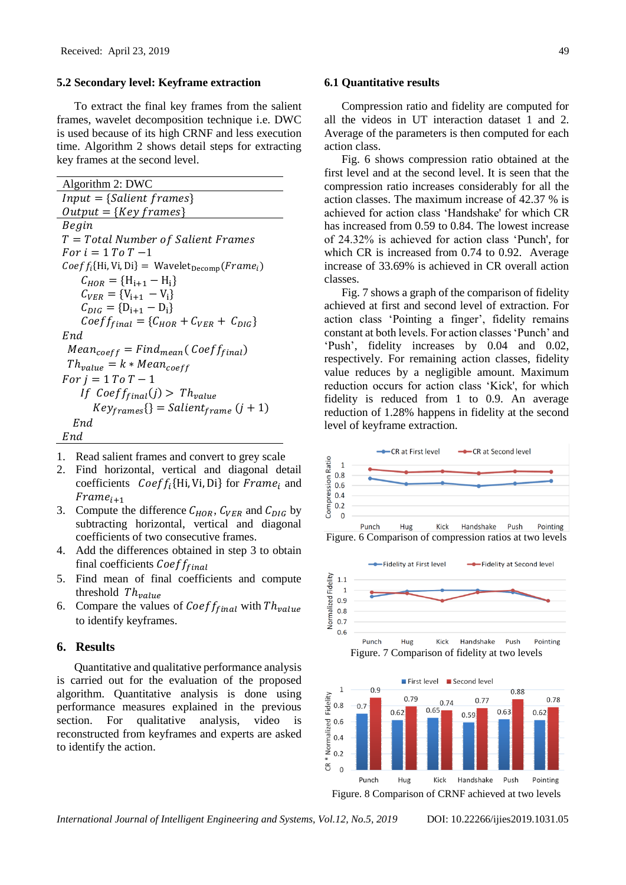### 5.2 Secondary level: Keyframe extraction

To extract the final key frames from the salient frames, wavelet decomposition technique i.e. DWC is used because of its high CRNF and less execution time. Algorithm 2 shows detail steps for extracting key frames at the second level.

---

Algorithm 2: DWC

$Input = \{Salient\ frames\}$
$Output = \{Key\ frames\}$

$Begin$
$T = Total\ Number\ of\ Salient\ Frames$
$For\ i = 1\ To\ T - 1$
$Coeff_i\{\mathrm{Hi, Vi, Di}\} = \mathrm{Wavelet_{Decomp}}(Frame_i)$
    $C_{HOR} = \{\mathrm{H_{i+1} - H_i}\}$
    $C_{VER} = \{\mathrm{V_{i+1} - V_i}\}$
    $C_{DIG} = \{\mathrm{D_{i+1} - D_i}\}$
    $Coeff_{final} = \{C_{HOR} + C_{VER} + C_{DIG}\}$
$End$
$Mean_{coeff} = Find_{mean}(Coeff_{final})$
$Th_{value} = k * Mean_{coeff}$
$For\ j = 1\ To\ T - 1$
  $If\ Coeff_{final}(j) > Th_{value}$
    $Key_{frames}\{\} = Salient_{frame}\ (j + 1)$
  $End$
$End$

---

1. Read salient frames and convert to grey scale
2. Find horizontal, vertical and diagonal detail coefficients $Coeff_i\{\mathrm{Hi, Vi, Di}\}$ for $Frame_i$ and $Frame_{i+1}$
3. Compute the difference $C_{HOR}$, $C_{VER}$ and $C_{DIG}$ by subtracting horizontal, vertical and diagonal coefficients of two consecutive frames.
4. Add the differences obtained in step 3 to obtain final coefficients $Coeff_{final}$
5. Find mean of final coefficients and compute threshold $Th_{value}$
6. Compare the values of $Coeff_{final}$ with $Th_{value}$ to identify keyframes.

## 6. Results

Quantitative and qualitative performance analysis is carried out for the evaluation of the proposed algorithm. Quantitative analysis is done using performance measures explained in the previous section. For qualitative analysis, video is reconstructed from keyframes and experts are asked to identify the action.

### 6.1 Quantitative results

Compression ratio and fidelity are computed for all the videos in UT interaction dataset 1 and 2. Average of the parameters is then computed for each action class.

Fig. 6 shows compression ratio obtained at the first level and at the second level. It is seen that the compression ratio increases considerably for all the action classes. The maximum increase of 42.37 % is achieved for action class 'Handshake' for which CR has increased from 0.59 to 0.84. The lowest increase of 24.32% is achieved for action class 'Punch', for which CR is increased from 0.74 to 0.92. Average increase of 33.69% is achieved in CR overall action classes.

Fig. 7 shows a graph of the comparison of fidelity achieved at first and second level of extraction. For action class 'Pointing a finger', fidelity remains constant at both levels. For action classes 'Punch' and 'Push', fidelity increases by 0.04 and 0.02, respectively. For remaining action classes, fidelity value reduces by a negligible amount. Maximum reduction occurs for action class 'Kick', for which fidelity is reduced from 1 to 0.9. An average reduction of 1.28% happens in fidelity at the second level of keyframe extraction.

Figure. 6 Comparison of compression ratios at two levels

Figure. 7 Comparison of fidelity at two levels

Figure. 8 Comparison of CRNF achieved at two levels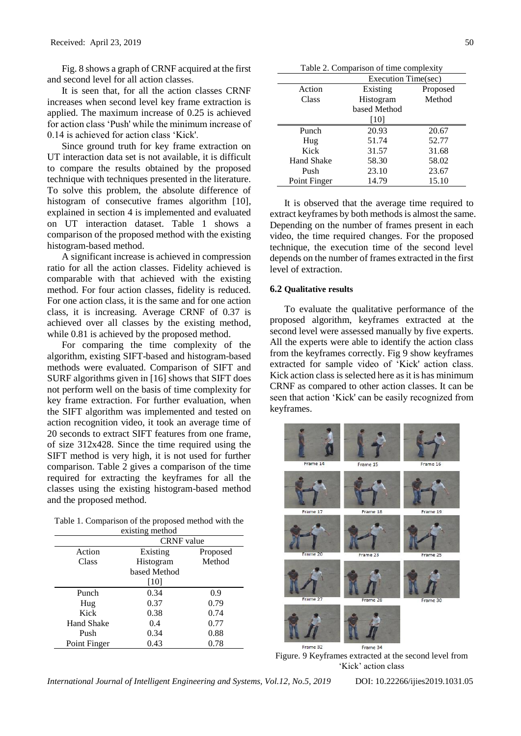Fig. 8 shows a graph of CRNF acquired at the first and second level for all action classes.

It is seen that, for all the action classes CRNF increases when second level key frame extraction is applied. The maximum increase of 0.25 is achieved for action class 'Push' while the minimum increase of 0.14 is achieved for action class 'Kick'.

Since ground truth for key frame extraction on UT interaction data set is not available, it is difficult to compare the results obtained by the proposed technique with techniques presented in the literature. To solve this problem, the absolute difference of histogram of consecutive frames algorithm [10], explained in section 4 is implemented and evaluated on UT interaction dataset. Table 1 shows a comparison of the proposed method with the existing histogram-based method.

A significant increase is achieved in compression ratio for all the action classes. Fidelity achieved is comparable with that achieved with the existing method. For four action classes, fidelity is reduced. For one action class, it is the same and for one action class, it is increasing. Average CRNF of 0.37 is achieved over all classes by the existing method, while 0.81 is achieved by the proposed method.

For comparing the time complexity of the algorithm, existing SIFT-based and histogram-based methods were evaluated. Comparison of SIFT and SURF algorithms given in [16] shows that SIFT does not perform well on the basis of time complexity for key frame extraction. For further evaluation, when the SIFT algorithm was implemented and tested on action recognition video, it took an average time of 20 seconds to extract SIFT features from one frame, of size 312x428. Since the time required using the SIFT method is very high, it is not used for further comparison. Table 2 gives a comparison of the time required for extracting the keyframes for all the classes using the existing histogram-based method and the proposed method.

Table 1. Comparison of the proposed method with the existing method

| Action Class | CRNF value | |
|---|---|---|
| | Existing Histogram based Method [10] | Proposed Method |
| Punch | 0.34 | 0.9 |
| Hug | 0.37 | 0.79 |
| Kick | 0.38 | 0.74 |
| Hand Shake | 0.4 | 0.77 |
| Push | 0.34 | 0.88 |
| Point Finger | 0.43 | 0.78 |

Table 2. Comparison of time complexity

| Action Class | Execution Time(sec) | |
|---|---|---|
| | Existing Histogram based Method [10] | Proposed Method |
| Punch | 20.93 | 20.67 |
| Hug | 51.74 | 52.77 |
| Kick | 31.57 | 31.68 |
| Hand Shake | 58.30 | 58.02 |
| Push | 23.10 | 23.67 |
| Point Finger | 14.79 | 15.10 |

It is observed that the average time required to extract keyframes by both methods is almost the same. Depending on the number of frames present in each video, the time required changes. For the proposed technique, the execution time of the second level depends on the number of frames extracted in the first level of extraction.

### 6.2 Qualitative results

To evaluate the qualitative performance of the proposed algorithm, keyframes extracted at the second level were assessed manually by five experts. All the experts were able to identify the action class from the keyframes correctly. Fig 9 show keyframes extracted for sample video of 'Kick' action class. Kick action class is selected here as it is has minimum CRNF as compared to other action classes. It can be seen that action 'Kick' can be easily recognized from keyframes.

Frame 14 Frame 15 Frame 16 Frame 17 Frame 18 Frame 19 Frame 20 Frame 23 Frame 25 Frame 27 Frame 28 Frame 30 Frame 32 Frame 34

Figure. 9 Keyframes extracted at the second level from 'Kick' action class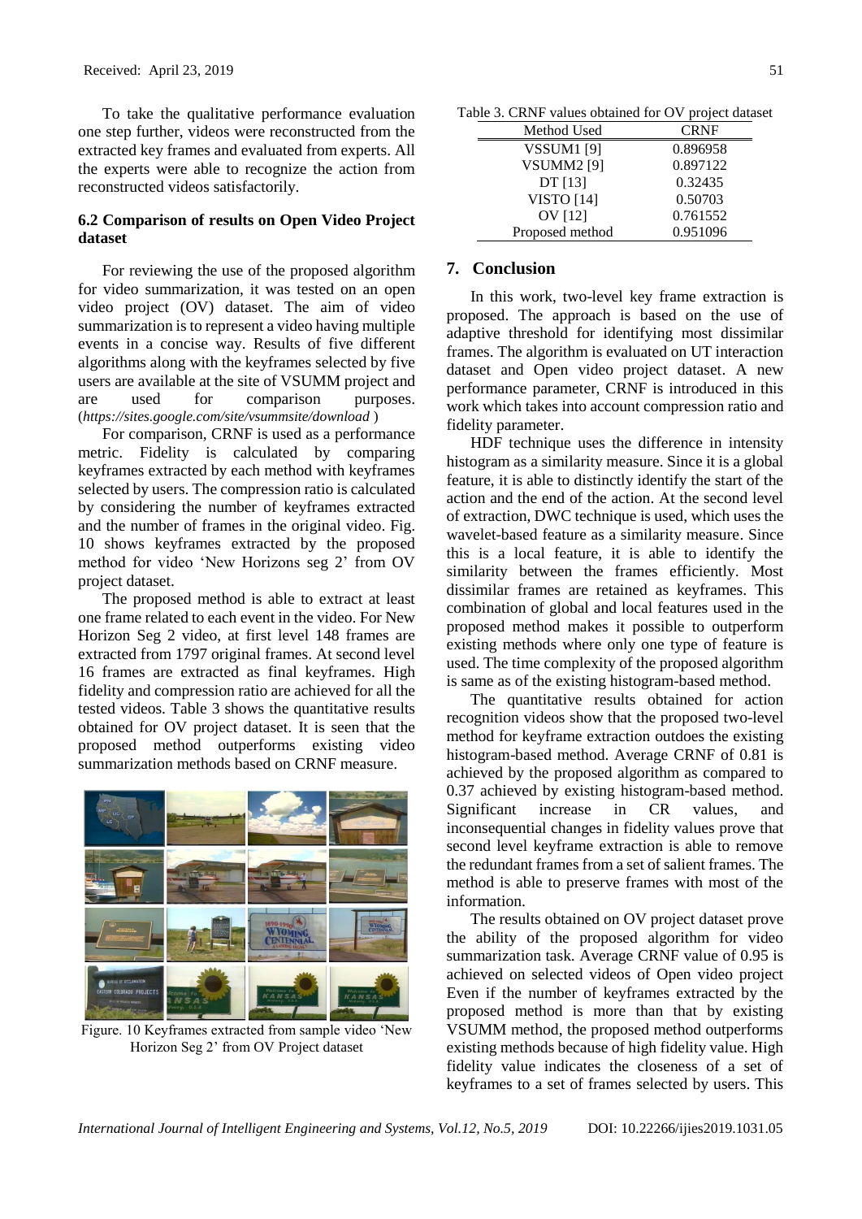To take the qualitative performance evaluation one step further, videos were reconstructed from the extracted key frames and evaluated from experts. All the experts were able to recognize the action from reconstructed videos satisfactorily.

### 6.2 Comparison of results on Open Video Project dataset

For reviewing the use of the proposed algorithm for video summarization, it was tested on an open video project (OV) dataset. The aim of video summarization is to represent a video having multiple events in a concise way. Results of five different algorithms along with the keyframes selected by five users are available at the site of VSUMM project and are used for comparison purposes. (*https://sites.google.com/site/vsummsite/download* )

For comparison, CRNF is used as a performance metric. Fidelity is calculated by comparing keyframes extracted by each method with keyframes selected by users. The compression ratio is calculated by considering the number of keyframes extracted and the number of frames in the original video. Fig. 10 shows keyframes extracted by the proposed method for video 'New Horizons seg 2' from OV project dataset.

The proposed method is able to extract at least one frame related to each event in the video. For New Horizon Seg 2 video, at first level 148 frames are extracted from 1797 original frames. At second level 16 frames are extracted as final keyframes. High fidelity and compression ratio are achieved for all the tested videos. Table 3 shows the quantitative results obtained for OV project dataset. It is seen that the proposed method outperforms existing video summarization methods based on CRNF measure.

Figure. 10 Keyframes extracted from sample video 'New Horizon Seg 2' from OV Project dataset

Table 3. CRNF values obtained for OV project dataset

| Method Used | CRNF |
|---|---|
| VSSUM1 [9] | 0.896958 |
| VSUMM2 [9] | 0.897122 |
| DT [13] | 0.32435 |
| VISTO [14] | 0.50703 |
| OV [12] | 0.761552 |
| Proposed method | 0.951096 |

## 7. Conclusion

In this work, two-level key frame extraction is proposed. The approach is based on the use of adaptive threshold for identifying most dissimilar frames. The algorithm is evaluated on UT interaction dataset and Open video project dataset. A new performance parameter, CRNF is introduced in this work which takes into account compression ratio and fidelity parameter.

HDF technique uses the difference in intensity histogram as a similarity measure. Since it is a global feature, it is able to distinctly identify the start of the action and the end of the action. At the second level of extraction, DWC technique is used, which uses the wavelet-based feature as a similarity measure. Since this is a local feature, it is able to identify the similarity between the frames efficiently. Most dissimilar frames are retained as keyframes. This combination of global and local features used in the proposed method makes it possible to outperform existing methods where only one type of feature is used. The time complexity of the proposed algorithm is same as of the existing histogram-based method.

The quantitative results obtained for action recognition videos show that the proposed two-level method for keyframe extraction outdoes the existing histogram-based method. Average CRNF of 0.81 is achieved by the proposed algorithm as compared to 0.37 achieved by existing histogram-based method. Significant increase in CR values, and inconsequential changes in fidelity values prove that second level keyframe extraction is able to remove the redundant frames from a set of salient frames. The method is able to preserve frames with most of the information.

The results obtained on OV project dataset prove the ability of the proposed algorithm for video summarization task. Average CRNF value of 0.95 is achieved on selected videos of Open video project Even if the number of keyframes extracted by the proposed method is more than that by existing VSUMM method, the proposed method outperforms existing methods because of high fidelity value. High fidelity value indicates the closeness of a set of keyframes to a set of frames selected by users. This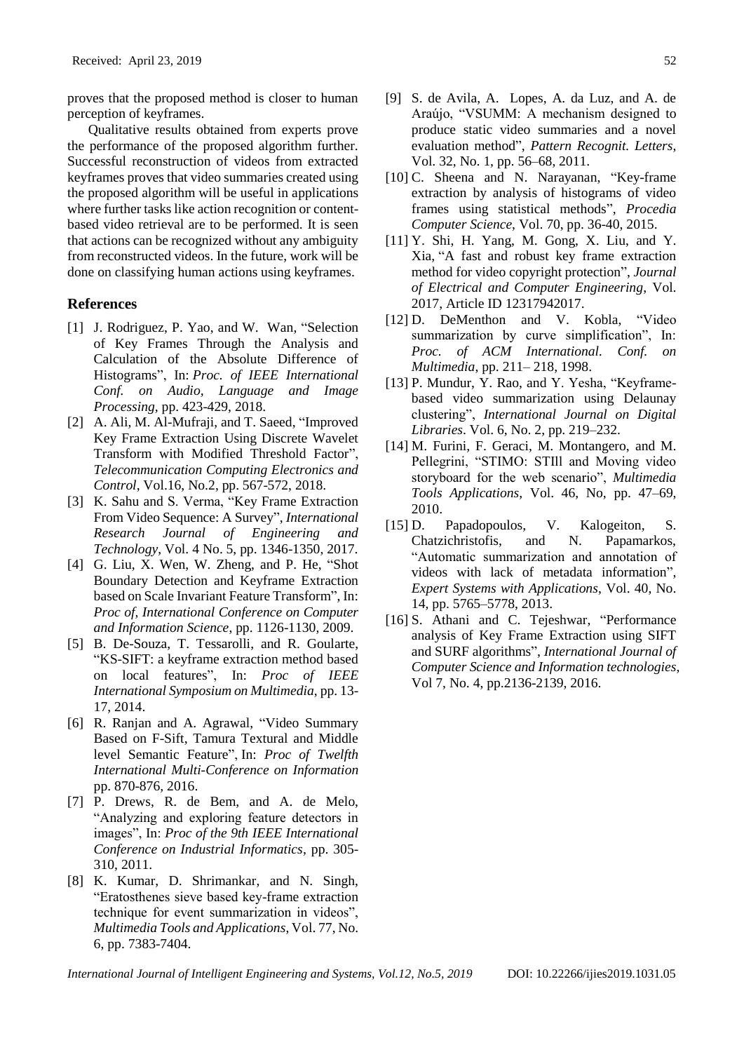proves that the proposed method is closer to human perception of keyframes.

Qualitative results obtained from experts prove the performance of the proposed algorithm further. Successful reconstruction of videos from extracted keyframes proves that video summaries created using the proposed algorithm will be useful in applications where further tasks like action recognition or content-based video retrieval are to be performed. It is seen that actions can be recognized without any ambiguity from reconstructed videos. In the future, work will be done on classifying human actions using keyframes.

## References

[1] J. Rodriguez, P. Yao, and W. Wan, "Selection of Key Frames Through the Analysis and Calculation of the Absolute Difference of Histograms", In: *Proc. of IEEE International Conf. on Audio, Language and Image Processing*, pp. 423-429, 2018.

[2] A. Ali, M. Al-Mufraji, and T. Saeed, "Improved Key Frame Extraction Using Discrete Wavelet Transform with Modified Threshold Factor", *Telecommunication Computing Electronics and Control*, Vol.16, No.2, pp. 567-572, 2018.

[3] K. Sahu and S. Verma, "Key Frame Extraction From Video Sequence: A Survey", *International Research Journal of Engineering and Technology*, Vol. 4 No. 5, pp. 1346-1350, 2017.

[4] G. Liu, X. Wen, W. Zheng, and P. He, "Shot Boundary Detection and Keyframe Extraction based on Scale Invariant Feature Transform", In: *Proc of, International Conference on Computer and Information Science*, pp. 1126-1130, 2009.

[5] B. De-Souza, T. Tessarolli, and R. Goularte, "KS-SIFT: a keyframe extraction method based on local features", In: *Proc of IEEE International Symposium on Multimedia*, pp. 13-17, 2014.

[6] R. Ranjan and A. Agrawal, "Video Summary Based on F-Sift, Tamura Textural and Middle level Semantic Feature", In: *Proc of Twelfth International Multi-Conference on Information* pp. 870-876, 2016.

[7] P. Drews, R. de Bem, and A. de Melo, "Analyzing and exploring feature detectors in images", In: *Proc of the 9th IEEE International Conference on Industrial Informatics*, pp. 305-310, 2011.

[8] K. Kumar, D. Shrimankar, and N. Singh, "Eratosthenes sieve based key-frame extraction technique for event summarization in videos", *Multimedia Tools and Applications*, Vol. 77, No. 6, pp. 7383-7404.

[9] S. de Avila, A. Lopes, A. da Luz, and A. de Araújo, "VSUMM: A mechanism designed to produce static video summaries and a novel evaluation method", *Pattern Recognit. Letters*, Vol. 32, No. 1, pp. 56–68, 2011.

[10] C. Sheena and N. Narayanan, "Key-frame extraction by analysis of histograms of video frames using statistical methods", *Procedia Computer Science*, Vol. 70, pp. 36-40, 2015.

[11] Y. Shi, H. Yang, M. Gong, X. Liu, and Y. Xia, "A fast and robust key frame extraction method for video copyright protection", *Journal of Electrical and Computer Engineering*, Vol. 2017, Article ID 12317942017.

[12] D. DeMenthon and V. Kobla, "Video summarization by curve simplification", In: *Proc. of ACM International. Conf. on Multimedia*, pp. 211– 218, 1998.

[13] P. Mundur, Y. Rao, and Y. Yesha, "Keyframe-based video summarization using Delaunay clustering", *International Journal on Digital Libraries*. Vol. 6, No. 2, pp. 219–232.

[14] M. Furini, F. Geraci, M. Montangero, and M. Pellegrini, "STIMO: STIll and Moving video storyboard for the web scenario", *Multimedia Tools Applications*, Vol. 46, No, pp. 47–69, 2010.

[15] D. Papadopoulos, V. Kalogeiton, S. Chatzichristofis, and N. Papamarkos, "Automatic summarization and annotation of videos with lack of metadata information", *Expert Systems with Applications*, Vol. 40, No. 14, pp. 5765–5778, 2013.

[16] S. Athani and C. Tejeshwar, "Performance analysis of Key Frame Extraction using SIFT and SURF algorithms", *International Journal of Computer Science and Information technologies*, Vol 7, No. 4, pp.2136-2139, 2016.